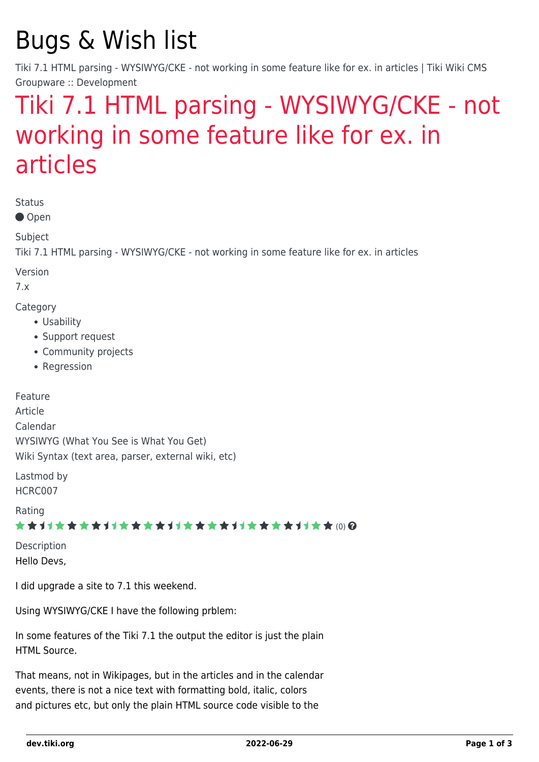# Bugs & Wish list

Tiki 7.1 HTML parsing - WYSIWYG/CKE - not working in some feature like for ex. in articles | Tiki Wiki CMS Groupware :: Development

## Tiki 7.1 HTML parsing - WYSIWYG/CKE - not working in some feature like for ex. in articles

Status

Open

Subject

Tiki 7.1 HTML parsing - WYSIWYG/CKE - not working in some feature like for ex. in articles

Version

7.x

Category

- Usability
- Support request
- Community projects
- Regression

Feature

Article

Calendar

WYSIWYG (What You See is What You Get)

Wiki Syntax (text area, parser, external wiki, etc)

Lastmod by

HCRC007

Rating

(0)

Description

Hello Devs,

I did upgrade a site to 7.1 this weekend.

Using WYSIWYG/CKE I have the following prblem:

In some features of the Tiki 7.1 the output the editor is just the plain HTML Source.

That means, not in Wikipages, but in the articles and in the calendar events, there is not a nice text with formatting bold, italic, colors and pictures etc, but only the plain HTML source code visible to the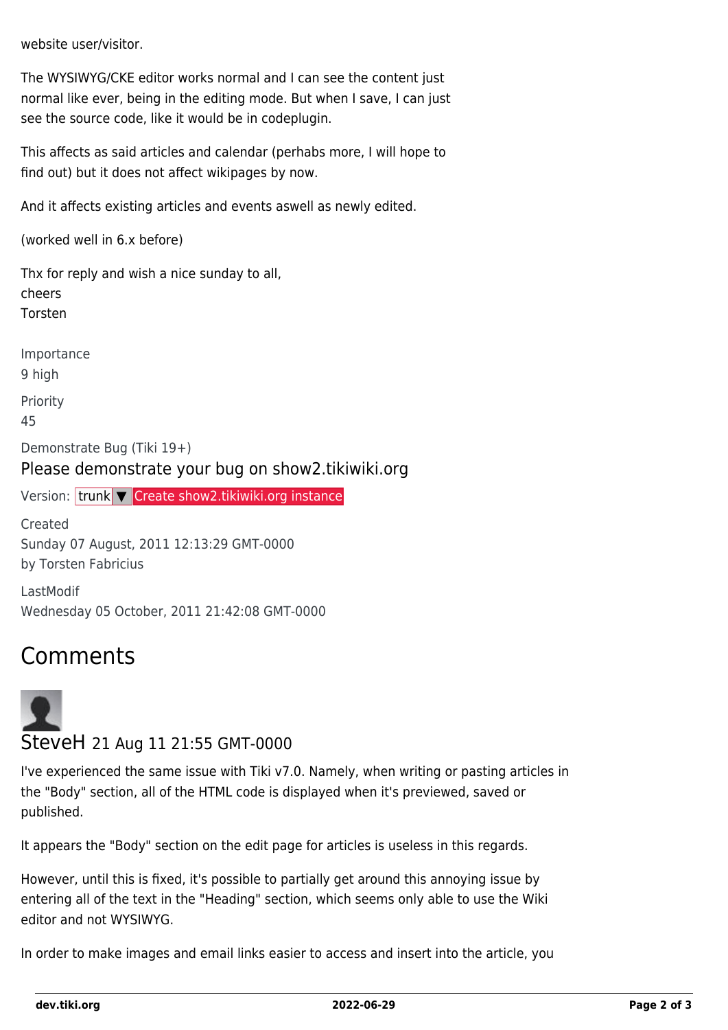website user/visitor.

The WYSIWYG/CKE editor works normal and I can see the content just normal like ever, being in the editing mode. But when I save, I can just see the source code, like it would be in codeplugin.

This affects as said articles and calendar (perhaps more, I will hope to find out) but it does not affect wikipages by now.

And it affects existing articles and events aswell as newly edited.

(worked well in 6.x before)

Thx for reply and wish a nice sunday to all,
cheers
Torsten

Importance
9 high

Priority
45

Demonstrate Bug (Tiki 19+)

Please demonstrate your bug on show2.tikiwiki.org

Version: trunk ▼ Create show2.tikiwiki.org instance

Created
Sunday 07 August, 2011 12:13:29 GMT-0000
by Torsten Fabricius

LastModif
Wednesday 05 October, 2011 21:42:08 GMT-0000

# Comments

SteveH 21 Aug 11 21:55 GMT-0000

I've experienced the same issue with Tiki v7.0. Namely, when writing or pasting articles in the "Body" section, all of the HTML code is displayed when it's previewed, saved or published.

It appears the "Body" section on the edit page for articles is useless in this regards.

However, until this is fixed, it's possible to partially get around this annoying issue by entering all of the text in the "Heading" section, which seems only able to use the Wiki editor and not WYSIWYG.

In order to make images and email links easier to access and insert into the article, you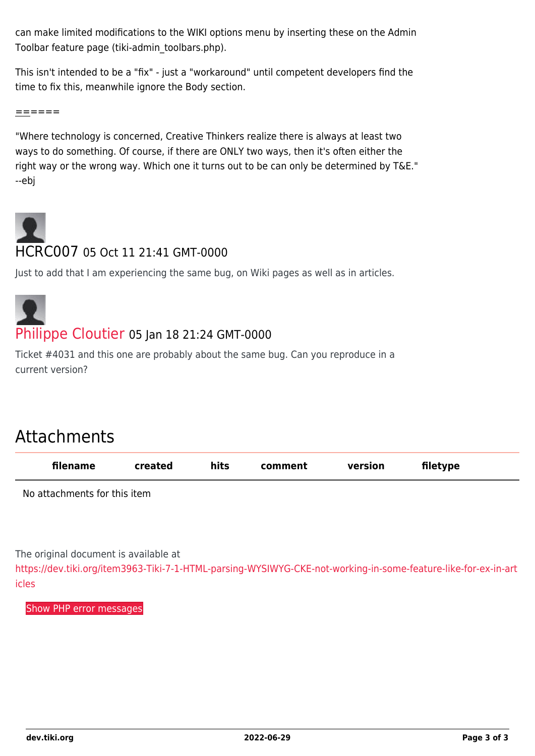can make limited modifications to the WIKI options menu by inserting these on the Admin Toolbar feature page (tiki-admin_toolbars.php).

This isn't intended to be a "fix" - just a "workaround" until competent developers find the time to fix this, meanwhile ignore the Body section.

======

"Where technology is concerned, Creative Thinkers realize there is always at least two ways to do something. Of course, if there are ONLY two ways, then it's often either the right way or the wrong way. Which one it turns out to be can only be determined by T&E." --ebj

HCRC007 05 Oct 11 21:41 GMT-0000

Just to add that I am experiencing the same bug, on Wiki pages as well as in articles.

Philippe Cloutier 05 Jan 18 21:24 GMT-0000

Ticket #4031 and this one are probably about the same bug. Can you reproduce in a current version?

# Attachments

| filename | created | hits | comment | version | filetype |
|---|---|---|---|---|---|
| No attachments for this item | | | | | |

The original document is available at https://dev.tiki.org/item3963-Tiki-7-1-HTML-parsing-WYSIWYG-CKE-not-working-in-some-feature-like-for-ex-in-articles

Show PHP error messages